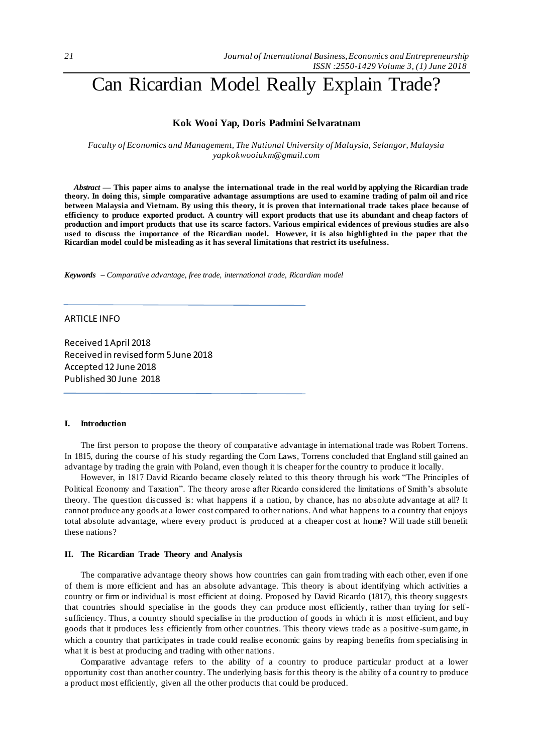# Can Ricardian Model Really Explain Trade?

**Kok Wooi Yap, Doris Padmini Selvaratnam**

*Faculty of Economics and Management, The National University of Malaysia, Selangor, Malaysia*
*yapkokwooiukm@gmail.com*

***Abstract*** **— This paper aims to analyse the international trade in the real world by applying the Ricardian trade theory. In doing this, simple comparative advantage assumptions are used to examine trading of palm oil and rice between Malaysia and Vietnam. By using this theory, it is proven that international trade takes place because of efficiency to produce exported product. A country will export products that use its abundant and cheap factors of production and import products that use its scarce factors. Various empirical evidences of previous studies are also used to discuss the importance of the Ricardian model. However, it is also highlighted in the paper that the Ricardian model could be misleading as it has several limitations that restrict its usefulness.**

***Keywords*** *– Comparative advantage, free trade, international trade, Ricardian model*

ARTICLE INFO

Received 1 April 2018
Received in revised form 5 June 2018
Accepted 12 June 2018
Published 30 June 2018

## I. Introduction

The first person to propose the theory of comparative advantage in international trade was Robert Torrens. In 1815, during the course of his study regarding the Corn Laws, Torrens concluded that England still gained an advantage by trading the grain with Poland, even though it is cheaper for the country to produce it locally.

However, in 1817 David Ricardo became closely related to this theory through his work "The Principles of Political Economy and Taxation". The theory arose after Ricardo considered the limitations of Smith's absolute theory. The question discussed is: what happens if a nation, by chance, has no absolute advantage at all? It cannot produce any goods at a lower cost compared to other nations. And what happens to a country that enjoys total absolute advantage, where every product is produced at a cheaper cost at home? Will trade still benefit these nations?

## II. The Ricardian Trade Theory and Analysis

The comparative advantage theory shows how countries can gain from trading with each other, even if one of them is more efficient and has an absolute advantage. This theory is about identifying which activities a country or firm or individual is most efficient at doing. Proposed by David Ricardo (1817), this theory suggests that countries should specialise in the goods they can produce most efficiently, rather than trying for self-sufficiency. Thus, a country should specialise in the production of goods in which it is most efficient, and buy goods that it produces less efficiently from other countries. This theory views trade as a positive-sum game, in which a country that participates in trade could realise economic gains by reaping benefits from specialising in what it is best at producing and trading with other nations.

Comparative advantage refers to the ability of a country to produce particular product at a lower opportunity cost than another country. The underlying basis for this theory is the ability of a country to produce a product most efficiently, given all the other products that could be produced.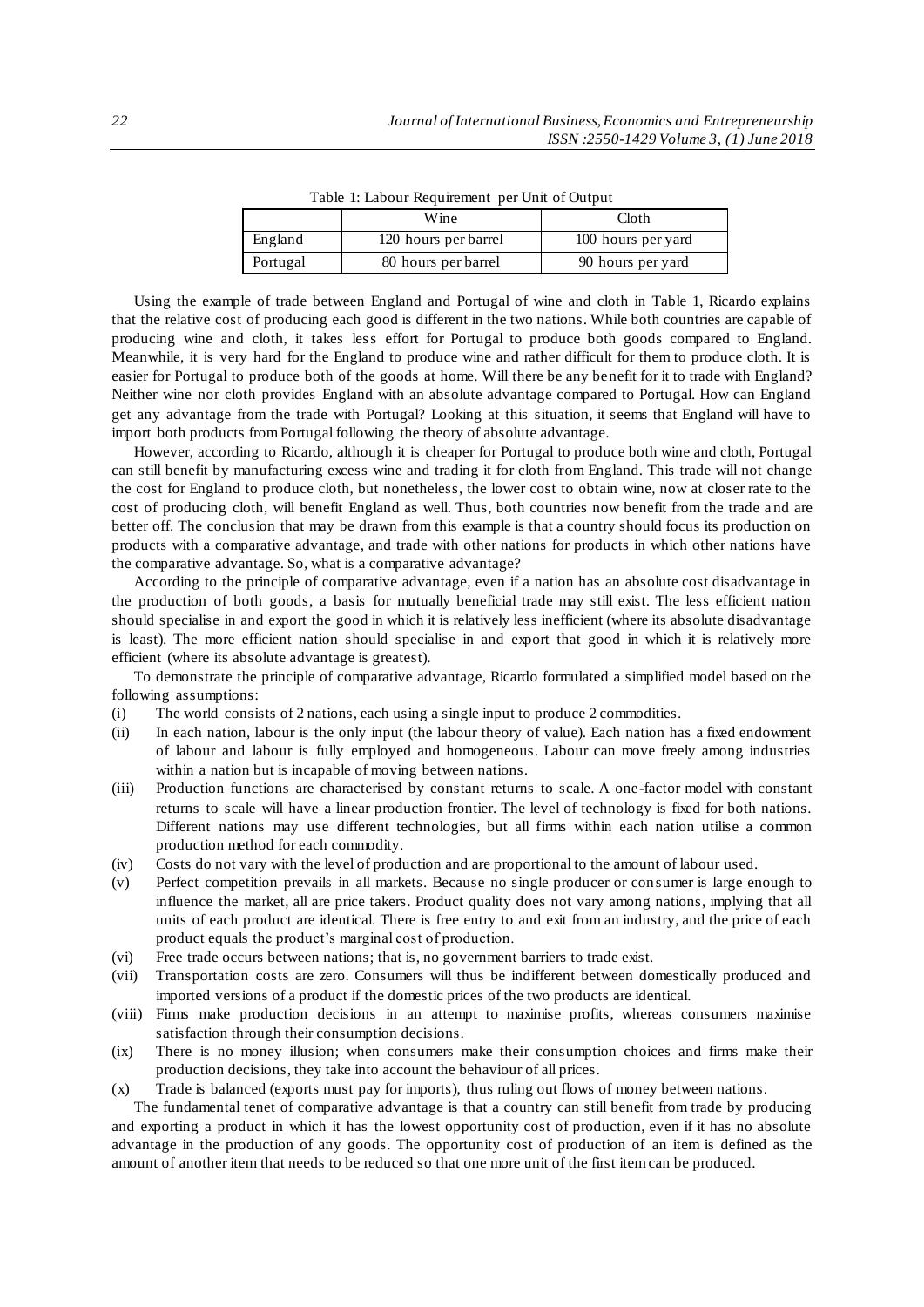Table 1: Labour Requirement per Unit of Output

| | Wine | Cloth |
|---|---|---|
| England | 120 hours per barrel | 100 hours per yard |
| Portugal | 80 hours per barrel | 90 hours per yard |

Using the example of trade between England and Portugal of wine and cloth in Table 1, Ricardo explains that the relative cost of producing each good is different in the two nations. While both countries are capable of producing wine and cloth, it takes less effort for Portugal to produce both goods compared to England. Meanwhile, it is very hard for the England to produce wine and rather difficult for them to produce cloth. It is easier for Portugal to produce both of the goods at home. Will there be any benefit for it to trade with England? Neither wine nor cloth provides England with an absolute advantage compared to Portugal. How can England get any advantage from the trade with Portugal? Looking at this situation, it seems that England will have to import both products from Portugal following the theory of absolute advantage.

However, according to Ricardo, although it is cheaper for Portugal to produce both wine and cloth, Portugal can still benefit by manufacturing excess wine and trading it for cloth from England. This trade will not change the cost for England to produce cloth, but nonetheless, the lower cost to obtain wine, now at closer rate to the cost of producing cloth, will benefit England as well. Thus, both countries now benefit from the trade and are better off. The conclusion that may be drawn from this example is that a country should focus its production on products with a comparative advantage, and trade with other nations for products in which other nations have the comparative advantage. So, what is a comparative advantage?

According to the principle of comparative advantage, even if a nation has an absolute cost disadvantage in the production of both goods, a basis for mutually beneficial trade may still exist. The less efficient nation should specialise in and export the good in which it is relatively less inefficient (where its absolute disadvantage is least). The more efficient nation should specialise in and export that good in which it is relatively more efficient (where its absolute advantage is greatest).

To demonstrate the principle of comparative advantage, Ricardo formulated a simplified model based on the following assumptions:

(i) The world consists of 2 nations, each using a single input to produce 2 commodities.

(ii) In each nation, labour is the only input (the labour theory of value). Each nation has a fixed endowment of labour and labour is fully employed and homogeneous. Labour can move freely among industries within a nation but is incapable of moving between nations.

(iii) Production functions are characterised by constant returns to scale. A one-factor model with constant returns to scale will have a linear production frontier. The level of technology is fixed for both nations. Different nations may use different technologies, but all firms within each nation utilise a common production method for each commodity.

(iv) Costs do not vary with the level of production and are proportional to the amount of labour used.

(v) Perfect competition prevails in all markets. Because no single producer or consumer is large enough to influence the market, all are price takers. Product quality does not vary among nations, implying that all units of each product are identical. There is free entry to and exit from an industry, and the price of each product equals the product's marginal cost of production.

(vi) Free trade occurs between nations; that is, no government barriers to trade exist.

(vii) Transportation costs are zero. Consumers will thus be indifferent between domestically produced and imported versions of a product if the domestic prices of the two products are identical.

(viii) Firms make production decisions in an attempt to maximise profits, whereas consumers maximise satisfaction through their consumption decisions.

(ix) There is no money illusion; when consumers make their consumption choices and firms make their production decisions, they take into account the behaviour of all prices.

(x) Trade is balanced (exports must pay for imports), thus ruling out flows of money between nations.

The fundamental tenet of comparative advantage is that a country can still benefit from trade by producing and exporting a product in which it has the lowest opportunity cost of production, even if it has no absolute advantage in the production of any goods. The opportunity cost of production of an item is defined as the amount of another item that needs to be reduced so that one more unit of the first item can be produced.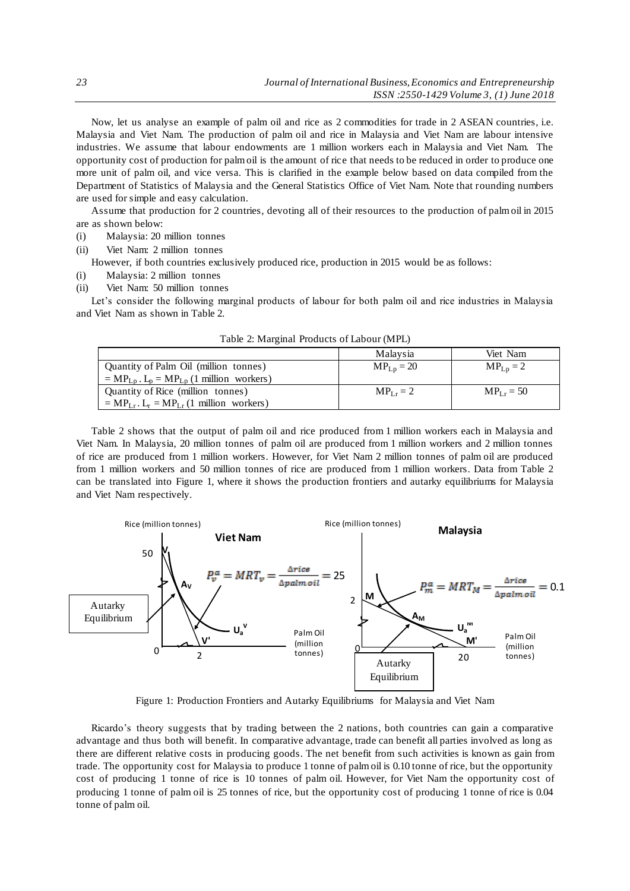Now, let us analyse an example of palm oil and rice as 2 commodities for trade in 2 ASEAN countries, i.e. Malaysia and Viet Nam. The production of palm oil and rice in Malaysia and Viet Nam are labour intensive industries. We assume that labour endowments are 1 million workers each in Malaysia and Viet Nam. The opportunity cost of production for palm oil is the amount of rice that needs to be reduced in order to produce one more unit of palm oil, and vice versa. This is clarified in the example below based on data compiled from the Department of Statistics of Malaysia and the General Statistics Office of Viet Nam. Note that rounding numbers are used for simple and easy calculation.

Assume that production for 2 countries, devoting all of their resources to the production of palm oil in 2015 are as shown below:

(i) Malaysia: 20 million tonnes
(ii) Viet Nam: 2 million tonnes

However, if both countries exclusively produced rice, production in 2015 would be as follows:

(i) Malaysia: 2 million tonnes
(ii) Viet Nam: 50 million tonnes

Let's consider the following marginal products of labour for both palm oil and rice industries in Malaysia and Viet Nam as shown in Table 2.

Table 2: Marginal Products of Labour (MPL)

| | Malaysia | Viet Nam |
|---|---|---|
| Quantity of Palm Oil (million tonnes) $= MP_{Lp} . L_p = MP_{Lp}$ (1 million workers) | $MP_{Lp} = 20$ | $MP_{Lp} = 2$ |
| Quantity of Rice (million tonnes) $= MP_{Lr} . L_r = MP_{Lr}$ (1 million workers) | $MP_{Lr} = 2$ | $MP_{Lr} = 50$ |

Table 2 shows that the output of palm oil and rice produced from 1 million workers each in Malaysia and Viet Nam. In Malaysia, 20 million tonnes of palm oil are produced from 1 million workers and 2 million tonnes of rice are produced from 1 million workers. However, for Viet Nam 2 million tonnes of palm oil are produced from 1 million workers and 50 million tonnes of rice are produced from 1 million workers. Data from Table 2 can be translated into Figure 1, where it shows the production frontiers and autarky equilibriums for Malaysia and Viet Nam respectively.

Figure 1: Production Frontiers and Autarky Equilibriums for Malaysia and Viet Nam

Ricardo's theory suggests that by trading between the 2 nations, both countries can gain a comparative advantage and thus both will benefit. In comparative advantage, trade can benefit all parties involved as long as there are different relative costs in producing goods. The net benefit from such activities is known as gain from trade. The opportunity cost for Malaysia to produce 1 tonne of palm oil is 0.10 tonne of rice, but the opportunity cost of producing 1 tonne of rice is 10 tonnes of palm oil. However, for Viet Nam the opportunity cost of producing 1 tonne of palm oil is 25 tonnes of rice, but the opportunity cost of producing 1 tonne of rice is 0.04 tonne of palm oil.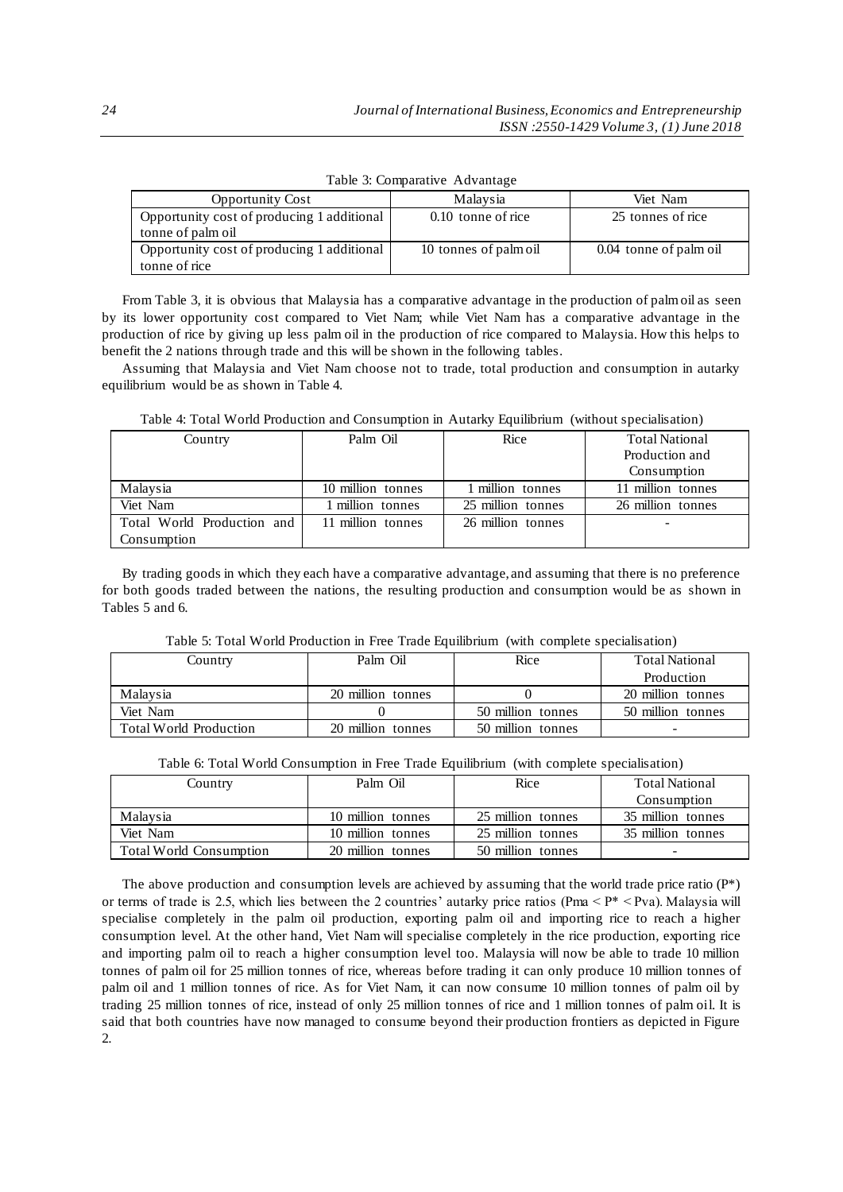Table 3: Comparative Advantage

| Opportunity Cost | Malaysia | Viet Nam |
| --- | --- | --- |
| Opportunity cost of producing 1 additional tonne of palm oil | 0.10 tonne of rice | 25 tonnes of rice |
| Opportunity cost of producing 1 additional tonne of rice | 10 tonnes of palm oil | 0.04 tonne of palm oil |

From Table 3, it is obvious that Malaysia has a comparative advantage in the production of palm oil as seen by its lower opportunity cost compared to Viet Nam; while Viet Nam has a comparative advantage in the production of rice by giving up less palm oil in the production of rice compared to Malaysia. How this helps to benefit the 2 nations through trade and this will be shown in the following tables.

Assuming that Malaysia and Viet Nam choose not to trade, total production and consumption in autarky equilibrium would be as shown in Table 4.

Table 4: Total World Production and Consumption in Autarky Equilibrium (without specialisation)

| Country | Palm Oil | Rice | Total National Production and Consumption |
| --- | --- | --- | --- |
| Malaysia | 10 million tonnes | 1 million tonnes | 11 million tonnes |
| Viet Nam | 1 million tonnes | 25 million tonnes | 26 million tonnes |
| Total World Production and Consumption | 11 million tonnes | 26 million tonnes | - |

By trading goods in which they each have a comparative advantage, and assuming that there is no preference for both goods traded between the nations, the resulting production and consumption would be as shown in Tables 5 and 6.

Table 5: Total World Production in Free Trade Equilibrium (with complete specialisation)

| Country | Palm Oil | Rice | Total National Production |
| --- | --- | --- | --- |
| Malaysia | 20 million tonnes | 0 | 20 million tonnes |
| Viet Nam | 0 | 50 million tonnes | 50 million tonnes |
| Total World Production | 20 million tonnes | 50 million tonnes | - |

Table 6: Total World Consumption in Free Trade Equilibrium (with complete specialisation)

| Country | Palm Oil | Rice | Total National Consumption |
| --- | --- | --- | --- |
| Malaysia | 10 million tonnes | 25 million tonnes | 35 million tonnes |
| Viet Nam | 10 million tonnes | 25 million tonnes | 35 million tonnes |
| Total World Consumption | 20 million tonnes | 50 million tonnes | - |

The above production and consumption levels are achieved by assuming that the world trade price ratio ($P^*$) or terms of trade is 2.5, which lies between the 2 countries' autarky price ratios ($Pma < P^* < Pva$). Malaysia will specialise completely in the palm oil production, exporting palm oil and importing rice to reach a higher consumption level. At the other hand, Viet Nam will specialise completely in the rice production, exporting rice and importing palm oil to reach a higher consumption level too. Malaysia will now be able to trade 10 million tonnes of palm oil for 25 million tonnes of rice, whereas before trading it can only produce 10 million tonnes of palm oil and 1 million tonnes of rice. As for Viet Nam, it can now consume 10 million tonnes of palm oil by trading 25 million tonnes of rice, instead of only 25 million tonnes of rice and 1 million tonnes of palm oil. It is said that both countries have now managed to consume beyond their production frontiers as depicted in Figure 2.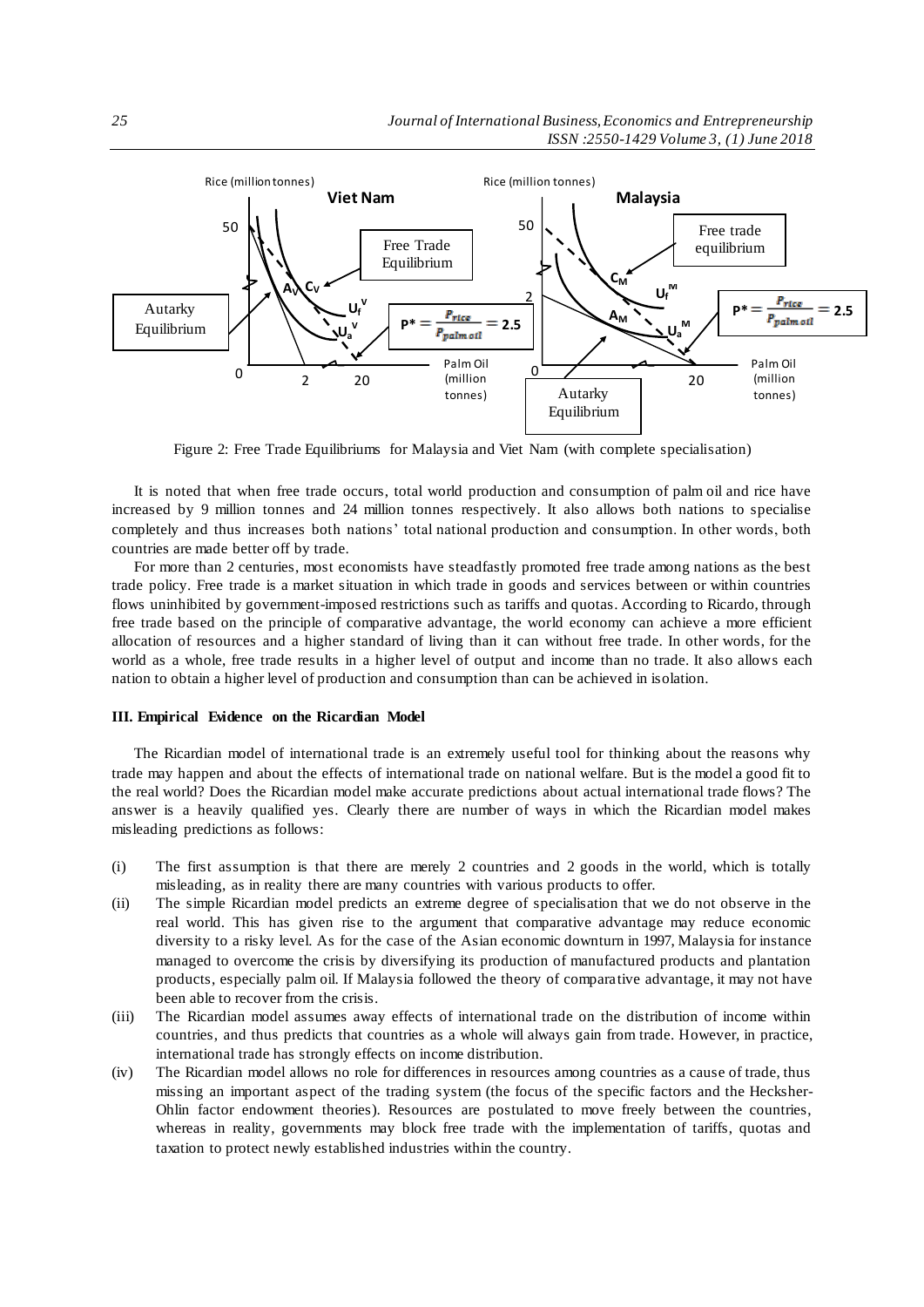Figure 2: Free Trade Equilibriums for Malaysia and Viet Nam (with complete specialisation)

It is noted that when free trade occurs, total world production and consumption of palm oil and rice have increased by 9 million tonnes and 24 million tonnes respectively. It also allows both nations to specialise completely and thus increases both nations' total national production and consumption. In other words, both countries are made better off by trade.

For more than 2 centuries, most economists have steadfastly promoted free trade among nations as the best trade policy. Free trade is a market situation in which trade in goods and services between or within countries flows uninhibited by government-imposed restrictions such as tariffs and quotas. According to Ricardo, through free trade based on the principle of comparative advantage, the world economy can achieve a more efficient allocation of resources and a higher standard of living than it can without free trade. In other words, for the world as a whole, free trade results in a higher level of output and income than no trade. It also allows each nation to obtain a higher level of production and consumption than can be achieved in isolation.

### III. Empirical Evidence on the Ricardian Model

The Ricardian model of international trade is an extremely useful tool for thinking about the reasons why trade may happen and about the effects of international trade on national welfare. But is the model a good fit to the real world? Does the Ricardian model make accurate predictions about actual international trade flows? The answer is a heavily qualified yes. Clearly there are number of ways in which the Ricardian model makes misleading predictions as follows:

(i) The first assumption is that there are merely 2 countries and 2 goods in the world, which is totally misleading, as in reality there are many countries with various products to offer.

(ii) The simple Ricardian model predicts an extreme degree of specialisation that we do not observe in the real world. This has given rise to the argument that comparative advantage may reduce economic diversity to a risky level. As for the case of the Asian economic downturn in 1997, Malaysia for instance managed to overcome the crisis by diversifying its production of manufactured products and plantation products, especially palm oil. If Malaysia followed the theory of comparative advantage, it may not have been able to recover from the crisis.

(iii) The Ricardian model assumes away effects of international trade on the distribution of income within countries, and thus predicts that countries as a whole will always gain from trade. However, in practice, international trade has strongly effects on income distribution.

(iv) The Ricardian model allows no role for differences in resources among countries as a cause of trade, thus missing an important aspect of the trading system (the focus of the specific factors and the Heckhser-Ohlin factor endowment theories). Resources are postulated to move freely between the countries, whereas in reality, governments may block free trade with the implementation of tariffs, quotas and taxation to protect newly established industries within the country.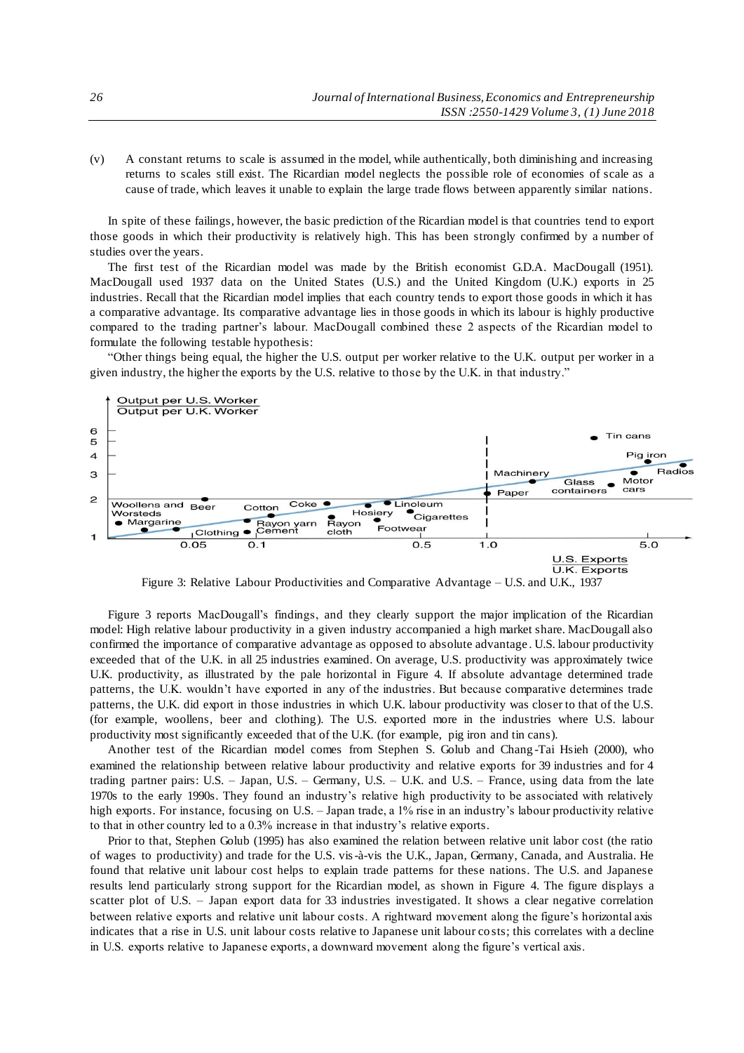(v) A constant returns to scale is assumed in the model, while authentically, both diminishing and increasing returns to scales still exist. The Ricardian model neglects the possible role of economies of scale as a cause of trade, which leaves it unable to explain the large trade flows between apparently similar nations.

In spite of these failings, however, the basic prediction of the Ricardian model is that countries tend to export those goods in which their productivity is relatively high. This has been strongly confirmed by a number of studies over the years.

The first test of the Ricardian model was made by the British economist G.D.A. MacDougall (1951). MacDougall used 1937 data on the United States (U.S.) and the United Kingdom (U.K.) exports in 25 industries. Recall that the Ricardian model implies that each country tends to export those goods in which it has a comparative advantage. Its comparative advantage lies in those goods in which its labour is highly productive compared to the trading partner's labour. MacDougall combined these 2 aspects of the Ricardian model to formulate the following testable hypothesis:

"Other things being equal, the higher the U.S. output per worker relative to the U.K. output per worker in a given industry, the higher the exports by the U.S. relative to those by the U.K. in that industry."

Figure 3: Relative Labour Productivities and Comparative Advantage – U.S. and U.K., 1937

Figure 3 reports MacDougall's findings, and they clearly support the major implication of the Ricardian model: High relative labour productivity in a given industry accompanied a high market share. MacDougall also confirmed the importance of comparative advantage as opposed to absolute advantage. U.S. labour productivity exceeded that of the U.K. in all 25 industries examined. On average, U.S. productivity was approximately twice U.K. productivity, as illustrated by the pale horizontal in Figure 4. If absolute advantage determined trade patterns, the U.K. wouldn't have exported in any of the industries. But because comparative determines trade patterns, the U.K. did export in those industries in which U.K. labour productivity was closer to that of the U.S. (for example, woollens, beer and clothing). The U.S. exported more in the industries where U.S. labour productivity most significantly exceeded that of the U.K. (for example, pig iron and tin cans).

Another test of the Ricardian model comes from Stephen S. Golub and Chang-Tai Hsieh (2000), who examined the relationship between relative labour productivity and relative exports for 39 industries and for 4 trading partner pairs: U.S. – Japan, U.S. – Germany, U.S. – U.K. and U.S. – France, using data from the late 1970s to the early 1990s. They found an industry's relative high productivity to be associated with relatively high exports. For instance, focusing on U.S. – Japan trade, a 1% rise in an industry's labour productivity relative to that in other country led to a 0.3% increase in that industry's relative exports.

Prior to that, Stephen Golub (1995) has also examined the relation between relative unit labor cost (the ratio of wages to productivity) and trade for the U.S. vis-à-vis the U.K., Japan, Germany, Canada, and Australia. He found that relative unit labour cost helps to explain trade patterns for these nations. The U.S. and Japanese results lend particularly strong support for the Ricardian model, as shown in Figure 4. The figure displays a scatter plot of U.S. – Japan export data for 33 industries investigated. It shows a clear negative correlation between relative exports and relative unit labour costs. A rightward movement along the figure's horizontal axis indicates that a rise in U.S. unit labour costs relative to Japanese unit labour costs; this correlates with a decline in U.S. exports relative to Japanese exports, a downward movement along the figure's vertical axis.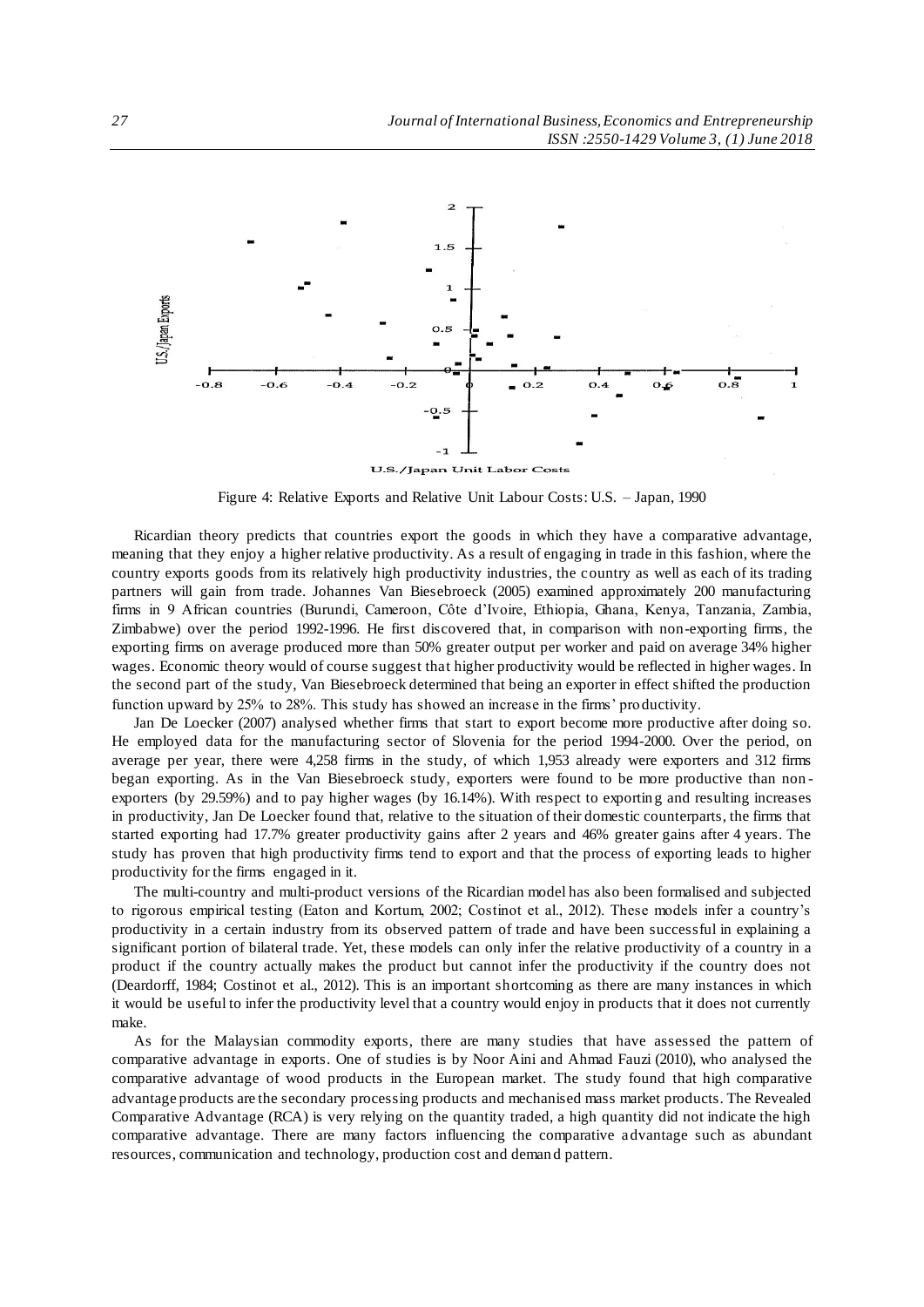Figure 4: Relative Exports and Relative Unit Labour Costs: U.S. – Japan, 1990

Ricardian theory predicts that countries export the goods in which they have a comparative advantage, meaning that they enjoy a higher relative productivity. As a result of engaging in trade in this fashion, where the country exports goods from its relatively high productivity industries, the country as well as each of its trading partners will gain from trade. Johannes Van Biesebroeck (2005) examined approximately 200 manufacturing firms in 9 African countries (Burundi, Cameroon, Côte d'Ivoire, Ethiopia, Ghana, Kenya, Tanzania, Zambia, Zimbabwe) over the period 1992-1996. He first discovered that, in comparison with non-exporting firms, the exporting firms on average produced more than 50% greater output per worker and paid on average 34% higher wages. Economic theory would of course suggest that higher productivity would be reflected in higher wages. In the second part of the study, Van Biesebroeck determined that being an exporter in effect shifted the production function upward by 25% to 28%. This study has showed an increase in the firms' productivity.

Jan De Loecker (2007) analysed whether firms that start to export become more productive after doing so. He employed data for the manufacturing sector of Slovenia for the period 1994-2000. Over the period, on average per year, there were 4,258 firms in the study, of which 1,953 already were exporters and 312 firms began exporting. As in the Van Biesebroeck study, exporters were found to be more productive than non-exporters (by 29.59%) and to pay higher wages (by 16.14%). With respect to exporting and resulting increases in productivity, Jan De Loecker found that, relative to the situation of their domestic counterparts, the firms that started exporting had 17.7% greater productivity gains after 2 years and 46% greater gains after 4 years. The study has proven that high productivity firms tend to export and that the process of exporting leads to higher productivity for the firms engaged in it.

The multi-country and multi-product versions of the Ricardian model has also been formalised and subjected to rigorous empirical testing (Eaton and Kortum, 2002; Costinot et al., 2012). These models infer a country's productivity in a certain industry from its observed pattern of trade and have been successful in explaining a significant portion of bilateral trade. Yet, these models can only infer the relative productivity of a country in a product if the country actually makes the product but cannot infer the productivity if the country does not (Deardorff, 1984; Costinot et al., 2012). This is an important shortcoming as there are many instances in which it would be useful to infer the productivity level that a country would enjoy in products that it does not currently make.

As for the Malaysian commodity exports, there are many studies that have assessed the pattern of comparative advantage in exports. One of studies is by Noor Aini and Ahmad Fauzi (2010), who analysed the comparative advantage of wood products in the European market. The study found that high comparative advantage products are the secondary processing products and mechanised mass market products. The Revealed Comparative Advantage (RCA) is very relying on the quantity traded, a high quantity did not indicate the high comparative advantage. There are many factors influencing the comparative advantage such as abundant resources, communication and technology, production cost and demand pattern.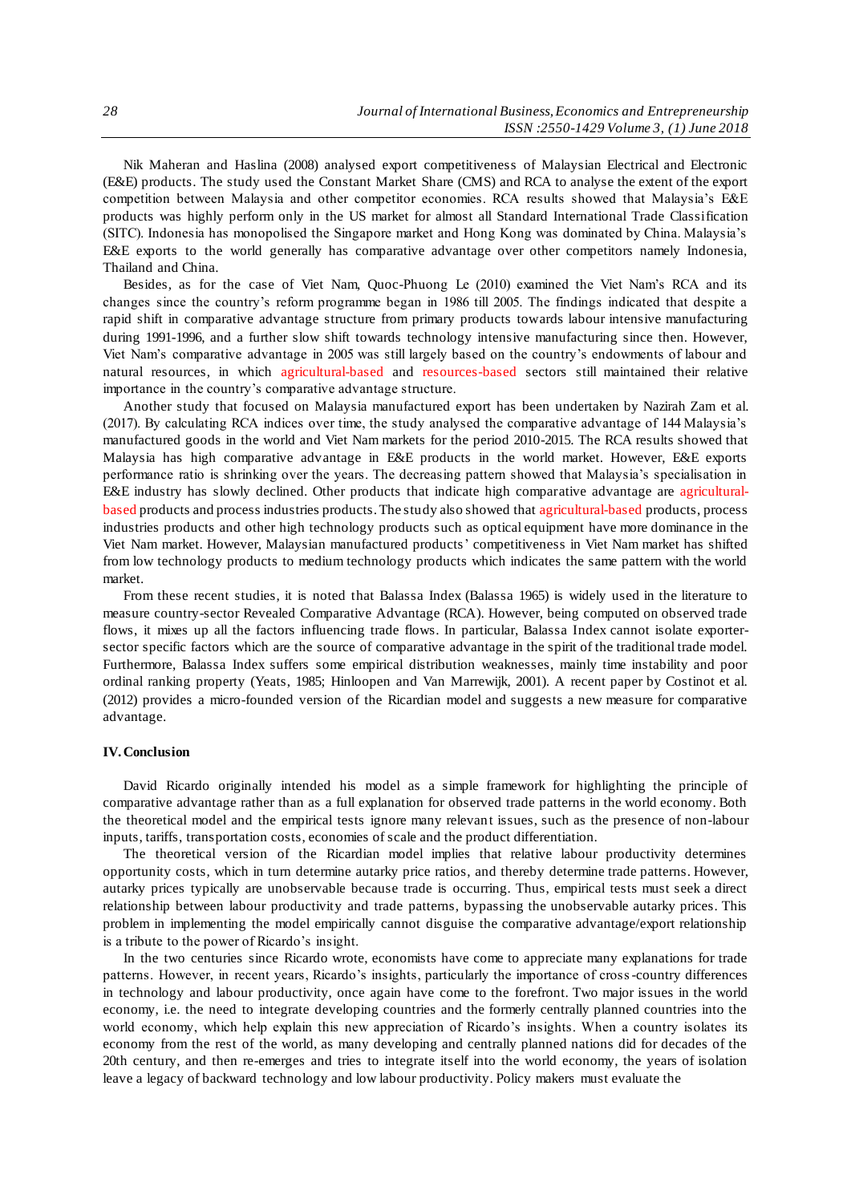Nik Maheran and Haslina (2008) analysed export competitiveness of Malaysian Electrical and Electronic (E&E) products. The study used the Constant Market Share (CMS) and RCA to analyse the extent of the export competition between Malaysia and other competitor economies. RCA results showed that Malaysia's E&E products was highly perform only in the US market for almost all Standard International Trade Classification (SITC). Indonesia has monopolised the Singapore market and Hong Kong was dominated by China. Malaysia's E&E exports to the world generally has comparative advantage over other competitors namely Indonesia, Thailand and China.

Besides, as for the case of Viet Nam, Quoc-Phuong Le (2010) examined the Viet Nam's RCA and its changes since the country's reform programme began in 1986 till 2005. The findings indicated that despite a rapid shift in comparative advantage structure from primary products towards labour intensive manufacturing during 1991-1996, and a further slow shift towards technology intensive manufacturing since then. However, Viet Nam's comparative advantage in 2005 was still largely based on the country's endowments of labour and natural resources, in which agricultural-based and resources-based sectors still maintained their relative importance in the country's comparative advantage structure.

Another study that focused on Malaysia manufactured export has been undertaken by Nazirah Zam et al. (2017). By calculating RCA indices over time, the study analysed the comparative advantage of 144 Malaysia's manufactured goods in the world and Viet Nam markets for the period 2010-2015. The RCA results showed that Malaysia has high comparative advantage in E&E products in the world market. However, E&E exports performance ratio is shrinking over the years. The decreasing pattern showed that Malaysia's specialisation in E&E industry has slowly declined. Other products that indicate high comparative advantage are agricultural-based products and process industries products. The study also showed that agricultural-based products, process industries products and other high technology products such as optical equipment have more dominance in the Viet Nam market. However, Malaysian manufactured products' competitiveness in Viet Nam market has shifted from low technology products to medium technology products which indicates the same pattern with the world market.

From these recent studies, it is noted that Balassa Index (Balassa 1965) is widely used in the literature to measure country-sector Revealed Comparative Advantage (RCA). However, being computed on observed trade flows, it mixes up all the factors influencing trade flows. In particular, Balassa Index cannot isolate exporter-sector specific factors which are the source of comparative advantage in the spirit of the traditional trade model. Furthermore, Balassa Index suffers some empirical distribution weaknesses, mainly time instability and poor ordinal ranking property (Yeats, 1985; Hinloopen and Van Marrewijk, 2001). A recent paper by Costinot et al. (2012) provides a micro-founded version of the Ricardian model and suggests a new measure for comparative advantage.

## IV. Conclusion

David Ricardo originally intended his model as a simple framework for highlighting the principle of comparative advantage rather than as a full explanation for observed trade patterns in the world economy. Both the theoretical model and the empirical tests ignore many relevant issues, such as the presence of non-labour inputs, tariffs, transportation costs, economies of scale and the product differentiation.

The theoretical version of the Ricardian model implies that relative labour productivity determines opportunity costs, which in turn determine autarky price ratios, and thereby determine trade patterns. However, autarky prices typically are unobservable because trade is occurring. Thus, empirical tests must seek a direct relationship between labour productivity and trade patterns, bypassing the unobservable autarky prices. This problem in implementing the model empirically cannot disguise the comparative advantage/export relationship is a tribute to the power of Ricardo's insight.

In the two centuries since Ricardo wrote, economists have come to appreciate many explanations for trade patterns. However, in recent years, Ricardo's insights, particularly the importance of cross-country differences in technology and labour productivity, once again have come to the forefront. Two major issues in the world economy, i.e. the need to integrate developing countries and the formerly centrally planned countries into the world economy, which help explain this new appreciation of Ricardo's insights. When a country isolates its economy from the rest of the world, as many developing and centrally planned nations did for decades of the 20th century, and then re-emerges and tries to integrate itself into the world economy, the years of isolation leave a legacy of backward technology and low labour productivity. Policy makers must evaluate the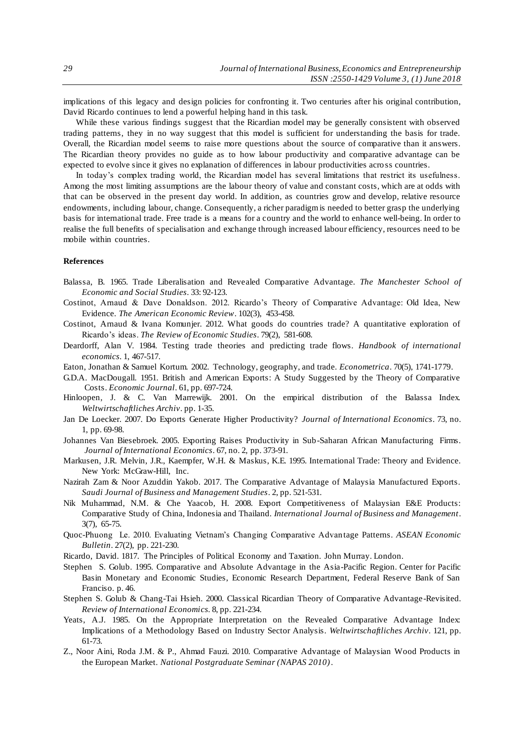implications of this legacy and design policies for confronting it. Two centuries after his original contribution, David Ricardo continues to lend a powerful helping hand in this task.

While these various findings suggest that the Ricardian model may be generally consistent with observed trading patterns, they in no way suggest that this model is sufficient for understanding the basis for trade. Overall, the Ricardian model seems to raise more questions about the source of comparative than it answers. The Ricardian theory provides no guide as to how labour productivity and comparative advantage can be expected to evolve since it gives no explanation of differences in labour productivities across countries.

In today's complex trading world, the Ricardian model has several limitations that restrict its usefulness. Among the most limiting assumptions are the labour theory of value and constant costs, which are at odds with that can be observed in the present day world. In addition, as countries grow and develop, relative resource endowments, including labour, change. Consequently, a richer paradigm is needed to better grasp the underlying basis for international trade. Free trade is a means for a country and the world to enhance well-being. In order to realise the full benefits of specialisation and exchange through increased labour efficiency, resources need to be mobile within countries.

## References

Balassa, B. 1965. Trade Liberalisation and Revealed Comparative Advantage. *The Manchester School of Economic and Social Studies*. 33: 92-123.

Costinot, Arnaud & Dave Donaldson. 2012. Ricardo's Theory of Comparative Advantage: Old Idea, New Evidence. *The American Economic Review*. 102(3), 453-458.

Costinot, Arnaud & Ivana Komunjer. 2012. What goods do countries trade? A quantitative exploration of Ricardo's ideas. *The Review of Economic Studies*. 79(2), 581-608.

Deardorff, Alan V. 1984. Testing trade theories and predicting trade flows. *Handbook of international economics*. 1, 467-517.

Eaton, Jonathan & Samuel Kortum. 2002. Technology, geography, and trade. *Econometrica*. 70(5), 1741-1779.

G.D.A. MacDougall. 1951. British and American Exports: A Study Suggested by the Theory of Comparative Costs. *Economic Journal*. 61, pp. 697-724.

Hinloopen, J. & C. Van Marrewijk. 2001. On the empirical distribution of the Balassa Index. *Weltwirtschaftliches Archiv*. pp. 1-35.

Jan De Loecker. 2007. Do Exports Generate Higher Productivity? *Journal of International Economics*. 73, no. 1, pp. 69-98.

Johannes Van Biesebroek. 2005. Exporting Raises Productivity in Sub-Saharan African Manufacturing Firms. *Journal of International Economics*. 67, no. 2, pp. 373-91.

Markusen, J.R. Melvin, J.R., Kaempfer, W.H. & Maskus, K.E. 1995. International Trade: Theory and Evidence. New York: McGraw-Hill, Inc.

Nazirah Zam & Noor Azuddin Yakob. 2017. The Comparative Advantage of Malaysia Manufactured Exports. *Saudi Journal of Business and Management Studies*. 2, pp. 521-531.

Nik Muhammad, N.M. & Che Yaacob, H. 2008. Export Competitiveness of Malaysian E&E Products: Comparative Study of China, Indonesia and Thailand. *International Journal of Business and Management*. 3(7), 65-75.

Quoc-Phuong Le. 2010. Evaluating Vietnam's Changing Comparative Advantage Patterns. *ASEAN Economic Bulletin*. 27(2), pp. 221-230.

Ricardo, David. 1817. The Principles of Political Economy and Taxation. John Murray. London.

Stephen S. Golub. 1995. Comparative and Absolute Advantage in the Asia-Pacific Region. Center for Pacific Basin Monetary and Economic Studies, Economic Research Department, Federal Reserve Bank of San Franciso. p. 46.

Stephen S. Golub & Chang-Tai Hsieh. 2000. Classical Ricardian Theory of Comparative Advantage-Revisited. *Review of International Economics*. 8, pp. 221-234.

Yeats, A.J. 1985. On the Appropriate Interpretation on the Revealed Comparative Advantage Index: Implications of a Methodology Based on Industry Sector Analysis. *Weltwirtschaftliches Archiv*. 121, pp. 61-73.

Z., Noor Aini, Roda J.M. & P., Ahmad Fauzi. 2010. Comparative Advantage of Malaysian Wood Products in the European Market. *National Postgraduate Seminar (NAPAS 2010)*.